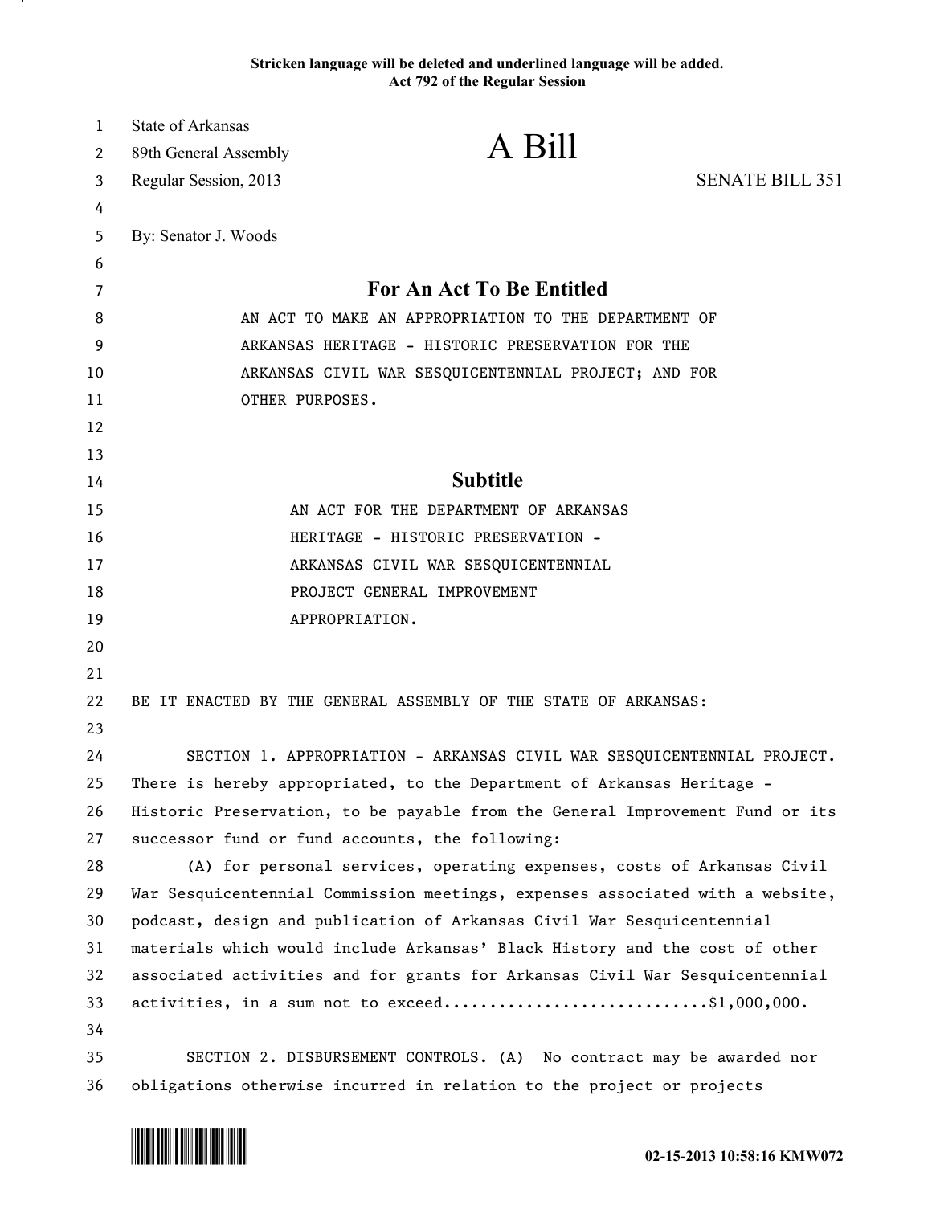Stricken language will be deleted and underlined language will be added.
Act 792 of the Regular Session

State of Arkansas
89th General Assembly
Regular Session, 2013

# A Bill

SENATE BILL 351

By: Senator J. Woods

## For An Act To Be Entitled

AN ACT TO MAKE AN APPROPRIATION TO THE DEPARTMENT OF ARKANSAS HERITAGE - HISTORIC PRESERVATION FOR THE ARKANSAS CIVIL WAR SESQUICENTENNIAL PROJECT; AND FOR OTHER PURPOSES.

## Subtitle

AN ACT FOR THE DEPARTMENT OF ARKANSAS HERITAGE - HISTORIC PRESERVATION - ARKANSAS CIVIL WAR SESQUICENTENNIAL PROJECT GENERAL IMPROVEMENT APPROPRIATION.

BE IT ENACTED BY THE GENERAL ASSEMBLY OF THE STATE OF ARKANSAS:

SECTION 1. APPROPRIATION - ARKANSAS CIVIL WAR SESQUICENTENNIAL PROJECT. There is hereby appropriated, to the Department of Arkansas Heritage - Historic Preservation, to be payable from the General Improvement Fund or its successor fund or fund accounts, the following:

(A) for personal services, operating expenses, costs of Arkansas Civil War Sesquicentennial Commission meetings, expenses associated with a website, podcast, design and publication of Arkansas Civil War Sesquicentennial materials which would include Arkansas' Black History and the cost of other associated activities and for grants for Arkansas Civil War Sesquicentennial activities, in a sum not to exceed............................$1,000,000.

SECTION 2. DISBURSEMENT CONTROLS. (A) No contract may be awarded nor obligations otherwise incurred in relation to the project or projects

02-15-2013 10:58:16 KMW072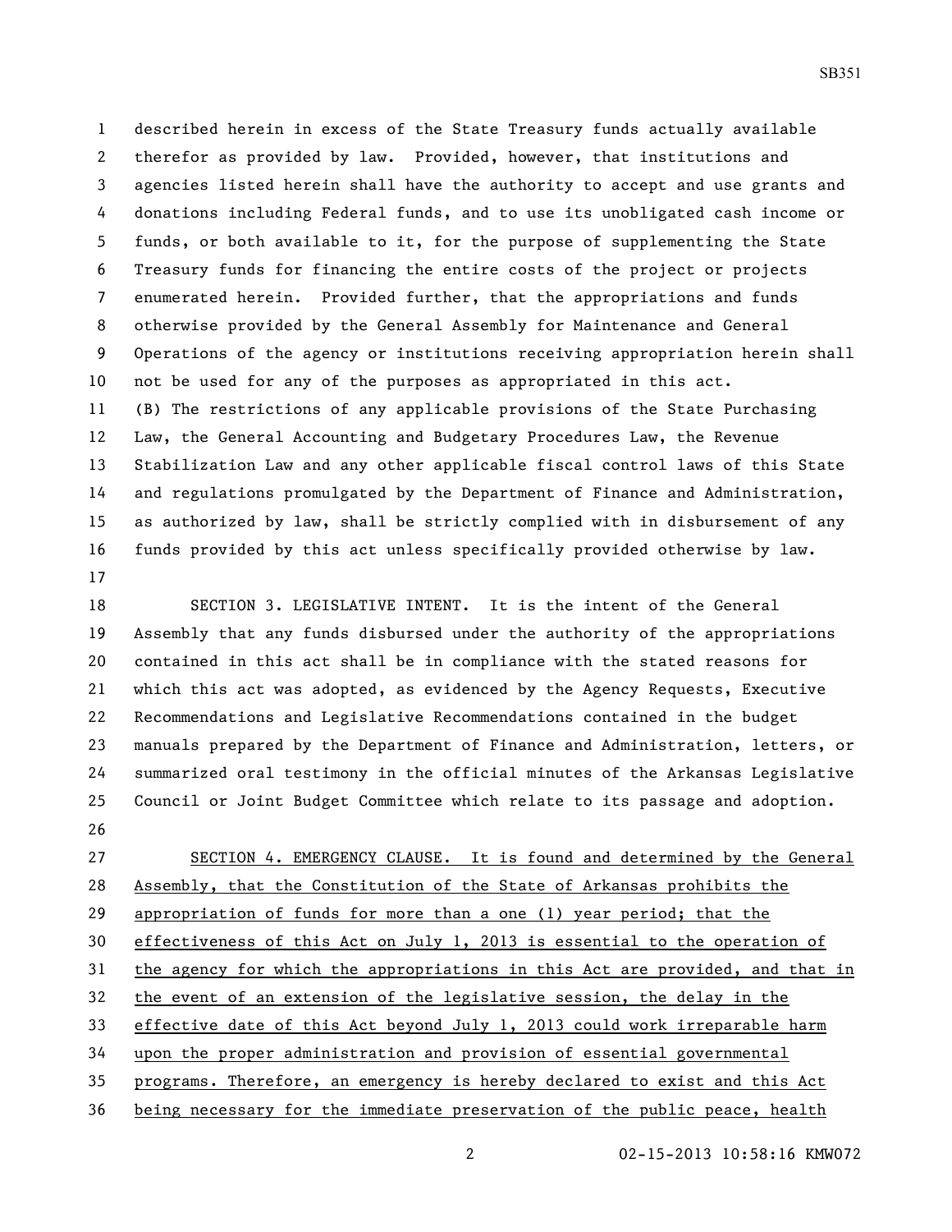described herein in excess of the State Treasury funds actually available therefor as provided by law. Provided, however, that institutions and agencies listed herein shall have the authority to accept and use grants and donations including Federal funds, and to use its unobligated cash income or funds, or both available to it, for the purpose of supplementing the State Treasury funds for financing the entire costs of the project or projects enumerated herein. Provided further, that the appropriations and funds otherwise provided by the General Assembly for Maintenance and General Operations of the agency or institutions receiving appropriation herein shall not be used for any of the purposes as appropriated in this act.

(B) The restrictions of any applicable provisions of the State Purchasing Law, the General Accounting and Budgetary Procedures Law, the Revenue Stabilization Law and any other applicable fiscal control laws of this State and regulations promulgated by the Department of Finance and Administration, as authorized by law, shall be strictly complied with in disbursement of any funds provided by this act unless specifically provided otherwise by law.

SECTION 3. LEGISLATIVE INTENT. It is the intent of the General Assembly that any funds disbursed under the authority of the appropriations contained in this act shall be in compliance with the stated reasons for which this act was adopted, as evidenced by the Agency Requests, Executive Recommendations and Legislative Recommendations contained in the budget manuals prepared by the Department of Finance and Administration, letters, or summarized oral testimony in the official minutes of the Arkansas Legislative Council or Joint Budget Committee which relate to its passage and adoption.

SECTION 4. EMERGENCY CLAUSE. It is found and determined by the General Assembly, that the Constitution of the State of Arkansas prohibits the appropriation of funds for more than a one (1) year period; that the effectiveness of this Act on July 1, 2013 is essential to the operation of the agency for which the appropriations in this Act are provided, and that in the event of an extension of the legislative session, the delay in the effective date of this Act beyond July 1, 2013 could work irreparable harm upon the proper administration and provision of essential governmental programs. Therefore, an emergency is hereby declared to exist and this Act being necessary for the immediate preservation of the public peace, health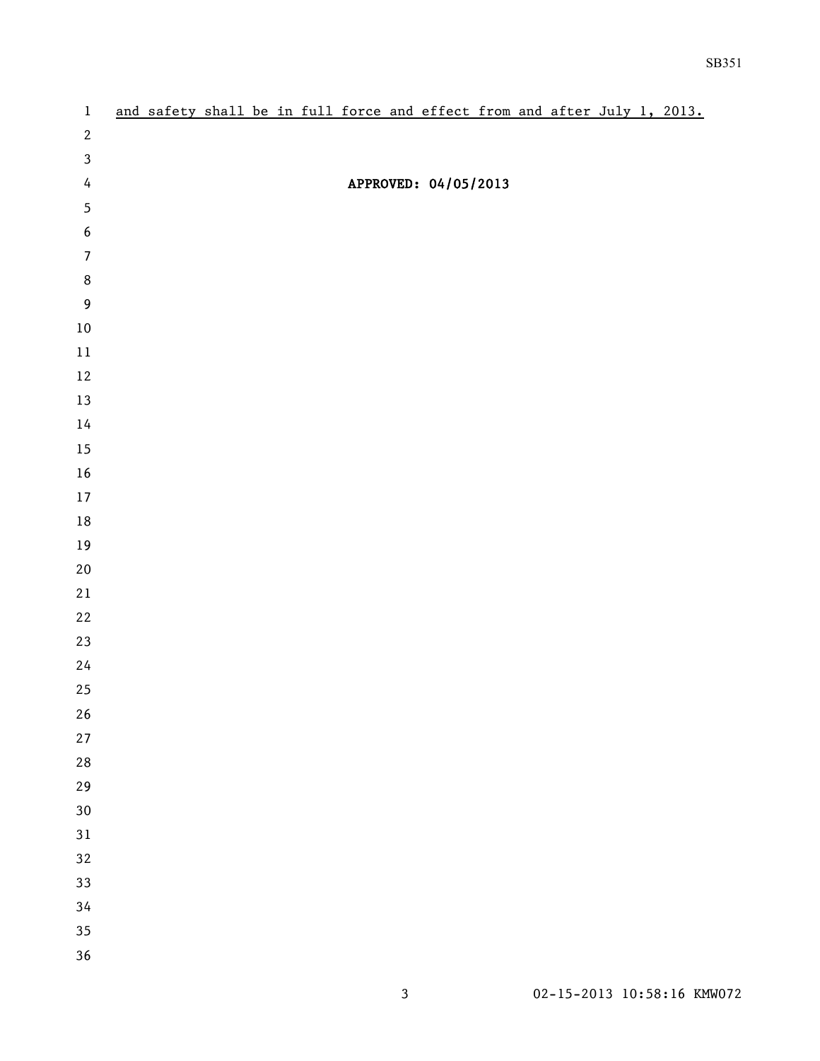and safety shall be in full force and effect from and after July 1, 2013.

**APPROVED: 04/05/2013**